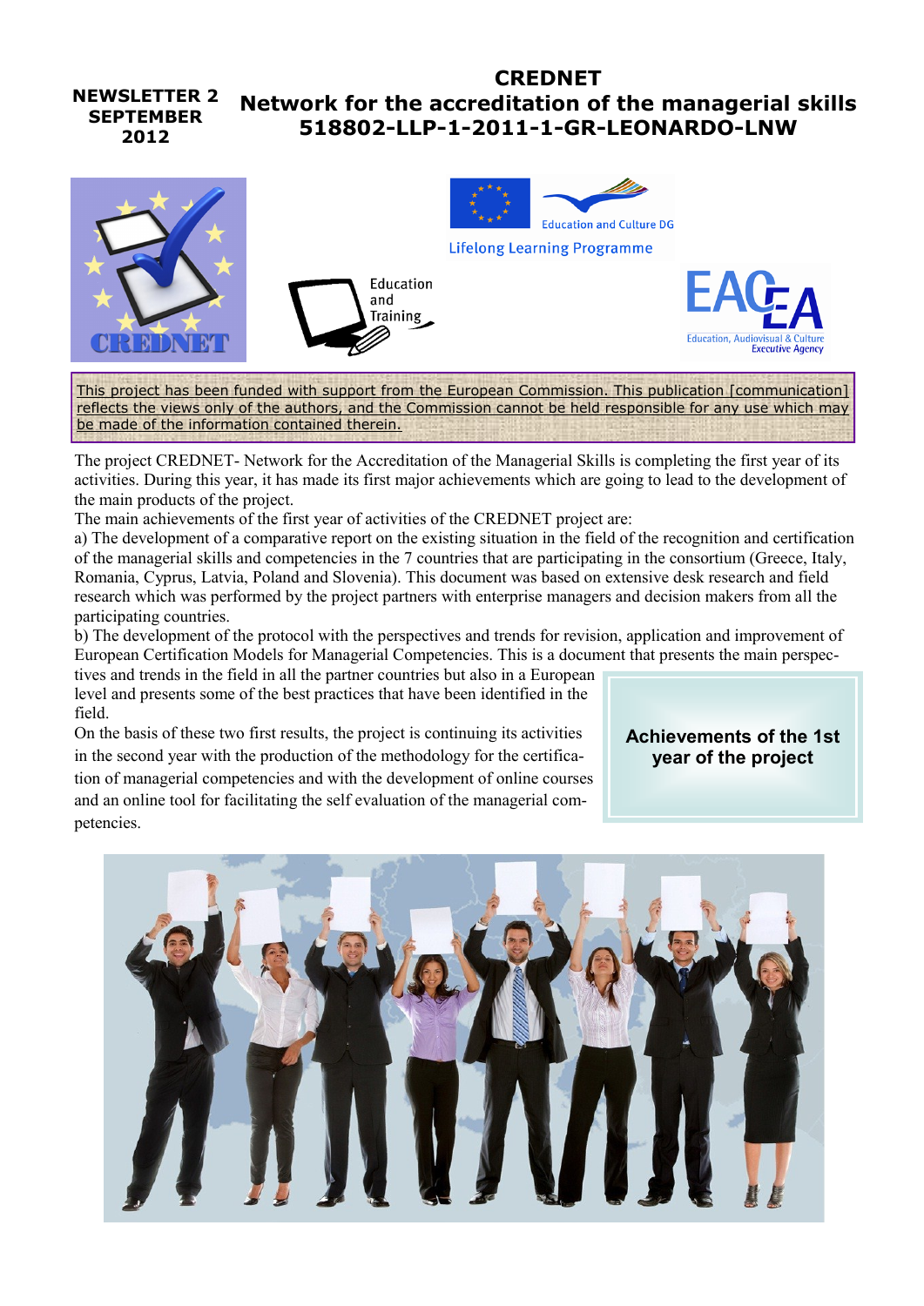**NEWSLETTER 2**
**SEPTEMBER 2012**

# CREDNET
## Network for the accreditation of the managerial skills
## 518802-LLP-1-2011-1-GR-LEONARDO-LNW

Education and Culture DG

Lifelong Learning Programme

Education and Training

Education, Audiovisual & Culture Executive Agency

This project has been funded with support from the European Commission. This publication [communication] reflects the views only of the authors, and the Commission cannot be held responsible for any use which may be made of the information contained therein.

### Achievements of the 1st year of the project

The project CREDNET- Network for the Accreditation of the Managerial Skills is completing the first year of its activities. During this year, it has made its first major achievements which are going to lead to the development of the main products of the project.

The main achievements of the first year of activities of the CREDNET project are:

a) The development of a comparative report on the existing situation in the field of the recognition and certification of the managerial skills and competencies in the 7 countries that are participating in the consortium (Greece, Italy, Romania, Cyprus, Latvia, Poland and Slovenia). This document was based on extensive desk research and field research which was performed by the project partners with enterprise managers and decision makers from all the participating countries.

b) The development of the protocol with the perspectives and trends for revision, application and improvement of European Certification Models for Managerial Competencies. This is a document that presents the main perspectives and trends in the field in all the partner countries but also in a European level and presents some of the best practices that have been identified in the field.

On the basis of these two first results, the project is continuing its activities in the second year with the production of the methodology for the certification of managerial competencies and with the development of online courses and an online tool for facilitating the self evaluation of the managerial competencies.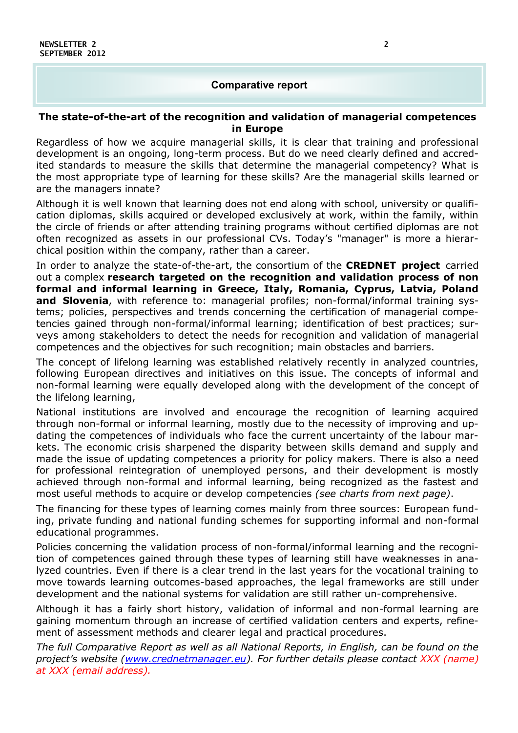## Comparative report

### The state-of-the-art of the recognition and validation of managerial competences in Europe

Regardless of how we acquire managerial skills, it is clear that training and professional development is an ongoing, long-term process. But do we need clearly defined and accredited standards to measure the skills that determine the managerial competency? What is the most appropriate type of learning for these skills? Are the managerial skills learned or are the managers innate?

Although it is well known that learning does not end along with school, university or qualification diplomas, skills acquired or developed exclusively at work, within the family, within the circle of friends or after attending training programs without certified diplomas are not often recognized as assets in our professional CVs. Today's "manager" is more a hierarchical position within the company, rather than a career.

In order to analyze the state-of-the-art, the consortium of the **CREDNET project** carried out a complex **research targeted on the recognition and validation process of non formal and informal learning in Greece, Italy, Romania, Cyprus, Latvia, Poland and Slovenia**, with reference to: managerial profiles; non-formal/informal training systems; policies, perspectives and trends concerning the certification of managerial competencies gained through non-formal/informal learning; identification of best practices; surveys among stakeholders to detect the needs for recognition and validation of managerial competences and the objectives for such recognition; main obstacles and barriers.

The concept of lifelong learning was established relatively recently in analyzed countries, following European directives and initiatives on this issue. The concepts of informal and non-formal learning were equally developed along with the development of the concept of the lifelong learning,

National institutions are involved and encourage the recognition of learning acquired through non-formal or informal learning, mostly due to the necessity of improving and updating the competences of individuals who face the current uncertainty of the labour markets. The economic crisis sharpened the disparity between skills demand and supply and made the issue of updating competences a priority for policy makers. There is also a need for professional reintegration of unemployed persons, and their development is mostly achieved through non-formal and informal learning, being recognized as the fastest and most useful methods to acquire or develop competencies *(see charts from next page)*.

The financing for these types of learning comes mainly from three sources: European funding, private funding and national funding schemes for supporting informal and non-formal educational programmes.

Policies concerning the validation process of non-formal/informal learning and the recognition of competences gained through these types of learning still have weaknesses in analyzed countries. Even if there is a clear trend in the last years for the vocational training to move towards learning outcomes-based approaches, the legal frameworks are still under development and the national systems for validation are still rather un-comprehensive.

Although it has a fairly short history, validation of informal and non-formal learning are gaining momentum through an increase of certified validation centers and experts, refinement of assessment methods and clearer legal and practical procedures.

*The full Comparative Report as well as all National Reports, in English, can be found on the project's website ([www.crednetmanager.eu](http://www.crednetmanager.eu)). For further details please contact XXX (name) at XXX (email address).*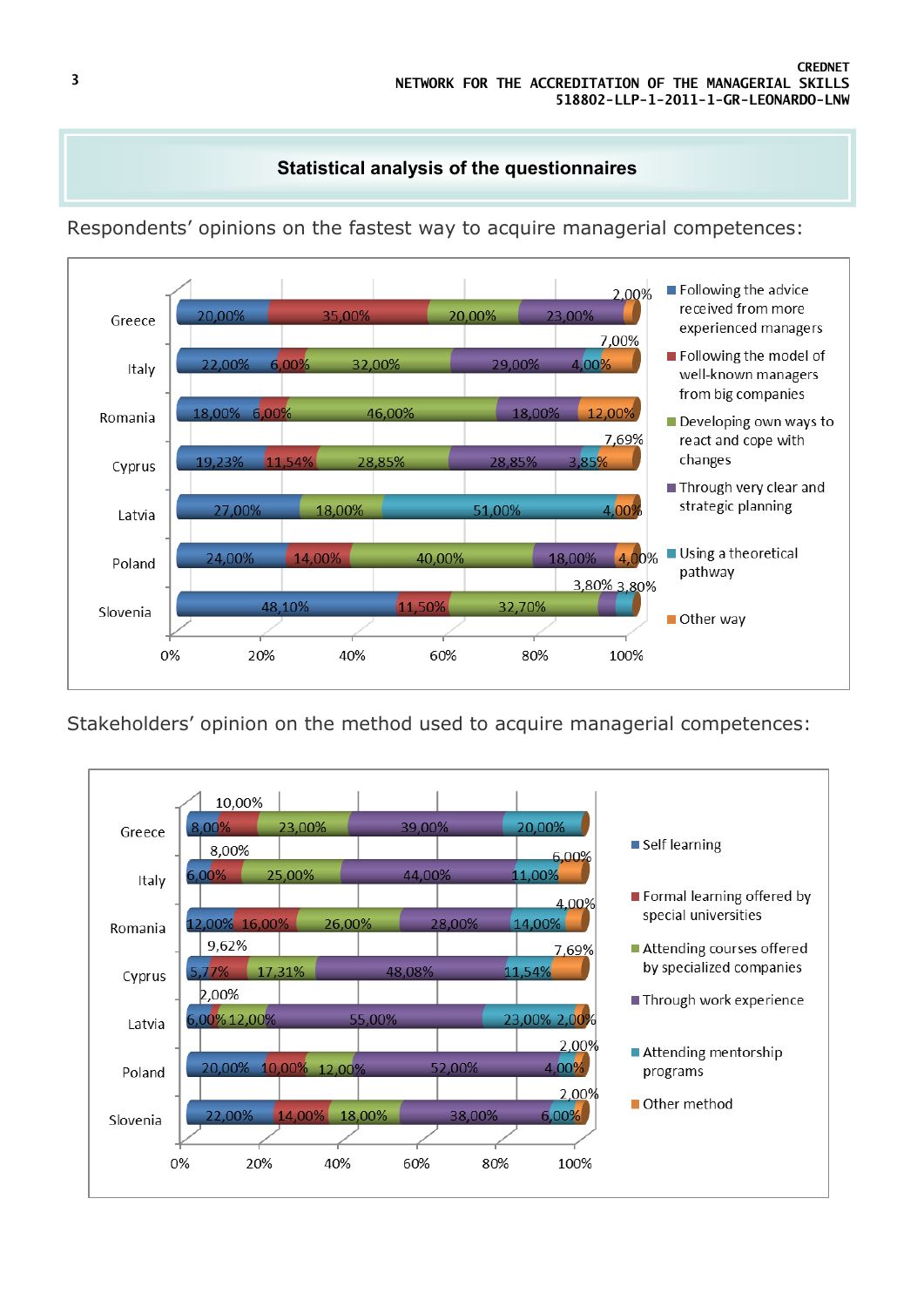## Statistical analysis of the questionnaires

Respondents' opinions on the fastest way to acquire managerial competences:

| Country | Following the advice received from more experienced managers | Following the model of well-known managers from big companies | Developing own ways to react and cope with changes | Through very clear and strategic planning | Using a theoretical pathway | Other way |
|---|---|---|---|---|---|---|
| Greece | 20,00% | 35,00% | 20,00% | 23,00% | | 2,00% |
| Italy | 22,00% | 6,00% | 32,00% | 29,00% | 4,00% | 7,00% |
| Romania | 18,00% | 6,00% | 46,00% | 18,00% | | 12,00% |
| Cyprus | 19,23% | 11,54% | 28,85% | 28,85% | 3,85% | 7,69% |
| Latvia | 27,00% | 18,00% | | | 51,00% | 4,00% |
| Poland | 24,00% | 14,00% | 40,00% | 18,00% | | 4,00% |
| Slovenia | 48,10% | 11,50% | 32,70% | 3,80% | 3,80% | |

Stakeholders' opinion on the method used to acquire managerial competences:

| Country | Self learning | Formal learning offered by special universities | Attending courses offered by specialized companies | Through work experience | Attending mentorship programs | Other method |
|---|---|---|---|---|---|---|
| Greece | 8,00% | 10,00% | 23,00% | 39,00% | 20,00% | |
| Italy | 6,00% | 8,00% | 25,00% | 44,00% | 11,00% | 6,00% |
| Romania | 12,00% | 16,00% | 26,00% | 28,00% | 14,00% | 4,00% |
| Cyprus | 5,77% | 9,62% | 17,31% | 48,08% | 11,54% | 7,69% |
| Latvia | 6,00% | 2,00% | 12,00% | 55,00% | 23,00% | 2,00% |
| Poland | 20,00% | 10,00% | 12,00% | 52,00% | 4,00% | 2,00% |
| Slovenia | 22,00% | 14,00% | 18,00% | 38,00% | 6,00% | 2,00% |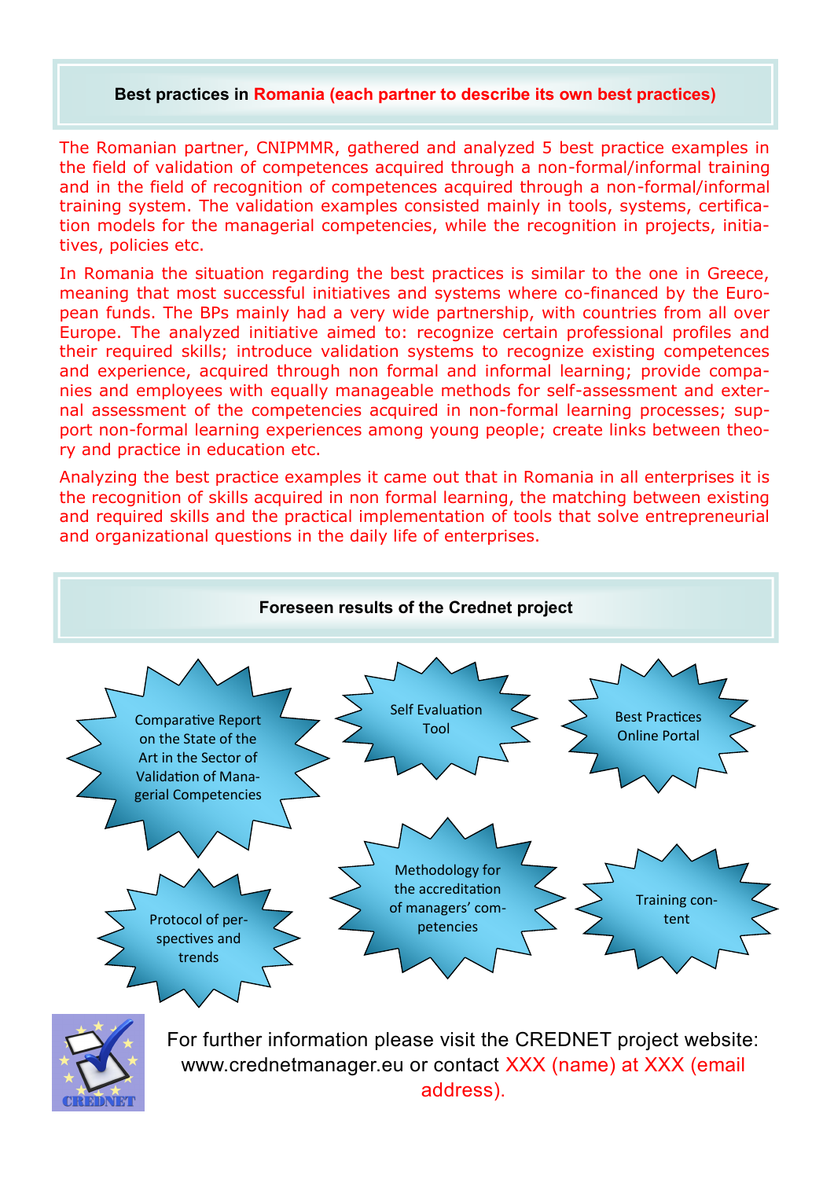## Best practices in Romania (each partner to describe its own best practices)

The Romanian partner, CNIPMMR, gathered and analyzed 5 best practice examples in the field of validation of competences acquired through a non-formal/informal training and in the field of recognition of competences acquired through a non-formal/informal training system. The validation examples consisted mainly in tools, systems, certification models for the managerial competencies, while the recognition in projects, initiatives, policies etc.

In Romania the situation regarding the best practices is similar to the one in Greece, meaning that most successful initiatives and systems where co-financed by the European funds. The BPs mainly had a very wide partnership, with countries from all over Europe. The analyzed initiative aimed to: recognize certain professional profiles and their required skills; introduce validation systems to recognize existing competences and experience, acquired through non formal and informal learning; provide companies and employees with equally manageable methods for self-assessment and external assessment of the competencies acquired in non-formal learning processes; support non-formal learning experiences among young people; create links between theory and practice in education etc.

Analyzing the best practice examples it came out that in Romania in all enterprises it is the recognition of skills acquired in non formal learning, the matching between existing and required skills and the practical implementation of tools that solve entrepreneurial and organizational questions in the daily life of enterprises.

## Foreseen results of the Crednet project

Comparative Report on the State of the Art in the Sector of Validation of Managerial Competencies

Self Evaluation Tool

Best Practices Online Portal

Protocol of perspectives and trends

Methodology for the accreditation of managers' competencies

Training content

For further information please visit the CREDNET project website: www.crednetmanager.eu or contact XXX (name) at XXX (email address).